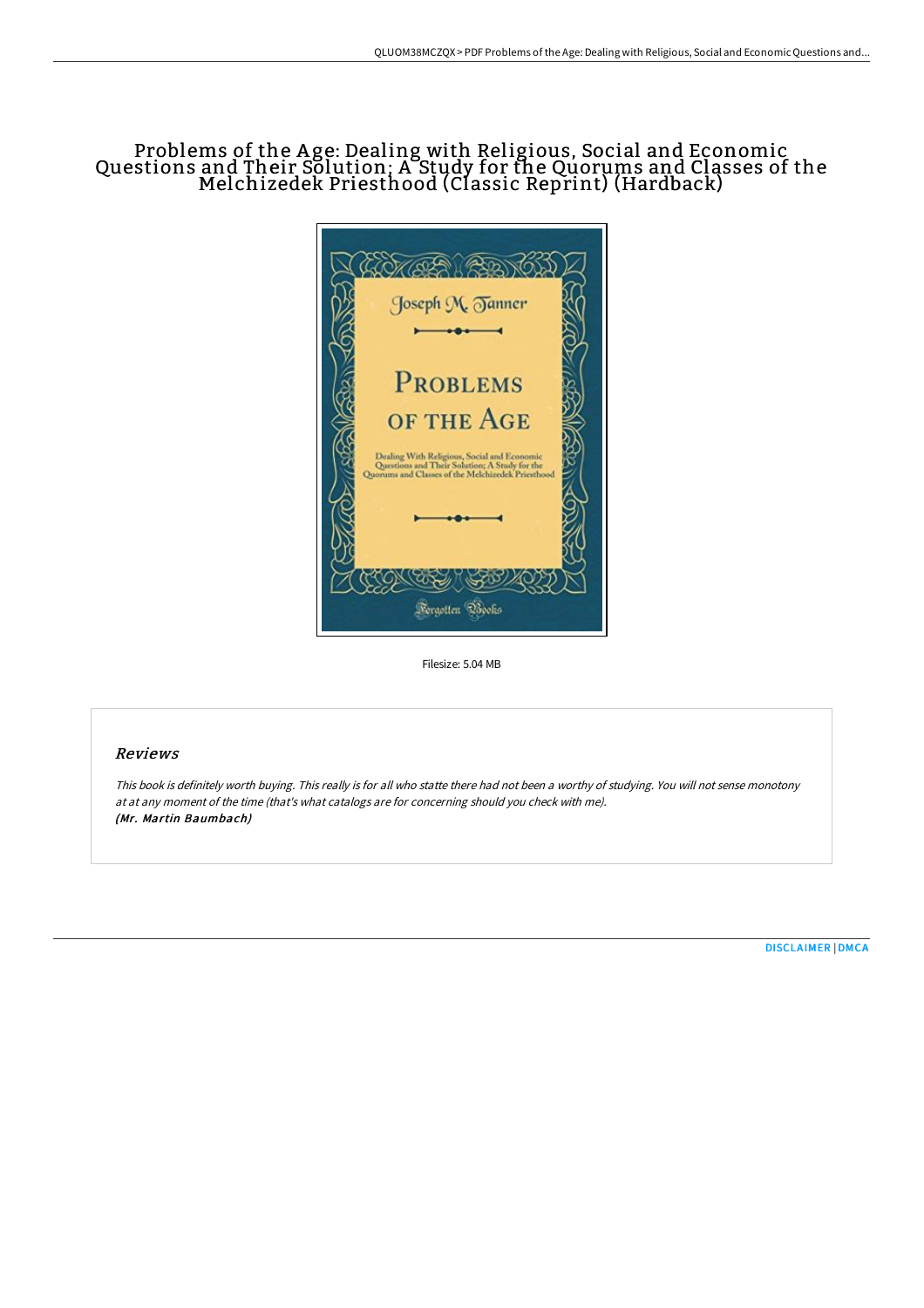# Problems of the Age: Dealing with Religious, Social and Economic Questions and Their Solution; A Study for the Quorums and Classes of the Melchizedek Priesthood (Classic Reprint) (Hardback)

Joseph M. Tanner

PROBLEMS OF THE AGE

Dealing With Religious, Social and Economic Questions and Their Solution; A Study for the Quorums and Classes of the Melchizedek Priesthood

Forgotten Books

Filesize: 5.04 MB

## Reviews

*This book is definitely worth buying. This really is for all who statte there had not been a worthy of studying. You will not sense monotony at at any moment of the time (that's what catalogs are for concerning should you check with me).*
***(Mr. Martin Baumbach)***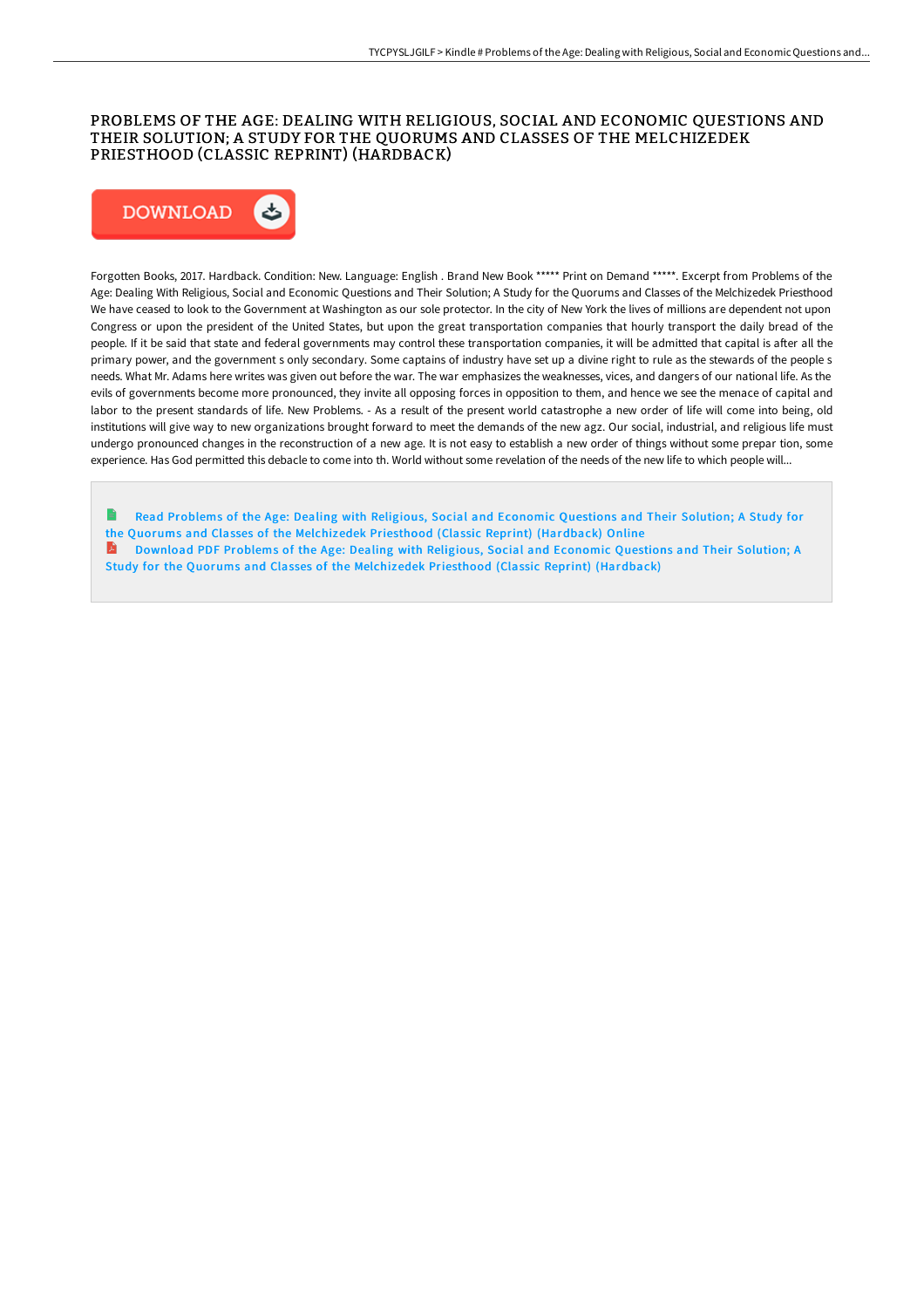# PROBLEMS OF THE AGE: DEALING WITH RELIGIOUS, SOCIAL AND ECONOMIC QUESTIONS AND THEIR SOLUTION; A STUDY FOR THE QUORUMS AND CLASSES OF THE MELCHIZEDEK PRIESTHOOD (CLASSIC REPRINT) (HARDBACK)

Forgotten Books, 2017. Hardback. Condition: New. Language: English . Brand New Book ***** Print on Demand *****. Excerpt from Problems of the Age: Dealing With Religious, Social and Economic Questions and Their Solution; A Study for the Quorums and Classes of the Melchizedek Priesthood We have ceased to look to the Government at Washington as our sole protector. In the city of New York the lives of millions are dependent not upon Congress or upon the president of the United States, but upon the great transportation companies that hourly transport the daily bread of the people. If it be said that state and federal governments may control these transportation companies, it will be admitted that capital is after all the primary power, and the government s only secondary. Some captains of industry have set up a divine right to rule as the stewards of the people s needs. What Mr. Adams here writes was given out before the war. The war emphasizes the weaknesses, vices, and dangers of our national life. As the evils of governments become more pronounced, they invite all opposing forces in opposition to them, and hence we see the menace of capital and labor to the present standards of life. New Problems. - As a result of the present world catastrophe a new order of life will come into being, old institutions will give way to new organizations brought forward to meet the demands of the new agz. Our social, industrial, and religious life must undergo pronounced changes in the reconstruction of a new age. It is not easy to establish a new order of things without some prepar tion, some experience. Has God permitted this debacle to come into th. World without some revelation of the needs of the new life to which people will...

Read Problems of the Age: Dealing with Religious, Social and Economic Questions and Their Solution; A Study for the Quorums and Classes of the Melchizedek Priesthood (Classic Reprint) (Hardback) Online

Download PDF Problems of the Age: Dealing with Religious, Social and Economic Questions and Their Solution; A Study for the Quorums and Classes of the Melchizedek Priesthood (Classic Reprint) (Hardback)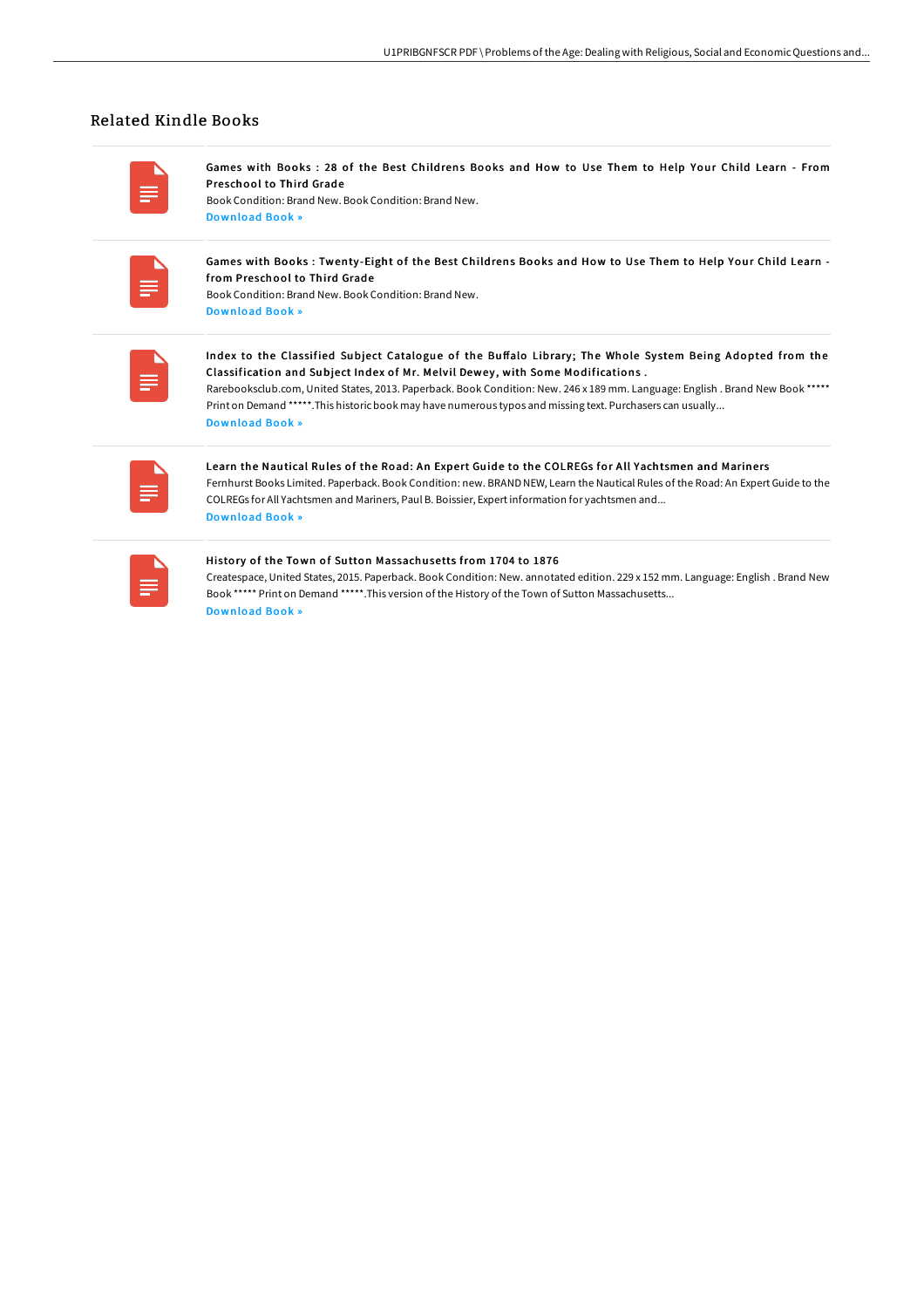## Related Kindle Books

**Games with Books : 28 of the Best Childrens Books and How to Use Them to Help Your Child Learn - From Preschool to Third Grade**

Book Condition: Brand New. Book Condition: Brand New.

Download Book »

**Games with Books : Twenty-Eight of the Best Childrens Books and How to Use Them to Help Your Child Learn - from Preschool to Third Grade**

Book Condition: Brand New. Book Condition: Brand New.

Download Book »

**Index to the Classified Subject Catalogue of the Buffalo Library; The Whole System Being Adopted from the Classification and Subject Index of Mr. Melvil Dewey, with Some Modifications .**

Rarebooksclub.com, United States, 2013. Paperback. Book Condition: New. 246 x 189 mm. Language: English . Brand New Book ***** Print on Demand *****.This historic book may have numerous typos and missing text. Purchasers can usually...

Download Book »

**Learn the Nautical Rules of the Road: An Expert Guide to the COLREGs for All Yachtsmen and Mariners**

Fernhurst Books Limited. Paperback. Book Condition: new. BRAND NEW, Learn the Nautical Rules of the Road: An Expert Guide to the COLREGs for All Yachtsmen and Mariners, Paul B. Boissier, Expert information for yachtsmen and...

Download Book »

**History of the Town of Sutton Massachusetts from 1704 to 1876**

Createspace, United States, 2015. Paperback. Book Condition: New. annotated edition. 229 x 152 mm. Language: English . Brand New Book ***** Print on Demand *****.This version of the History of the Town of Sutton Massachusetts...

Download Book »